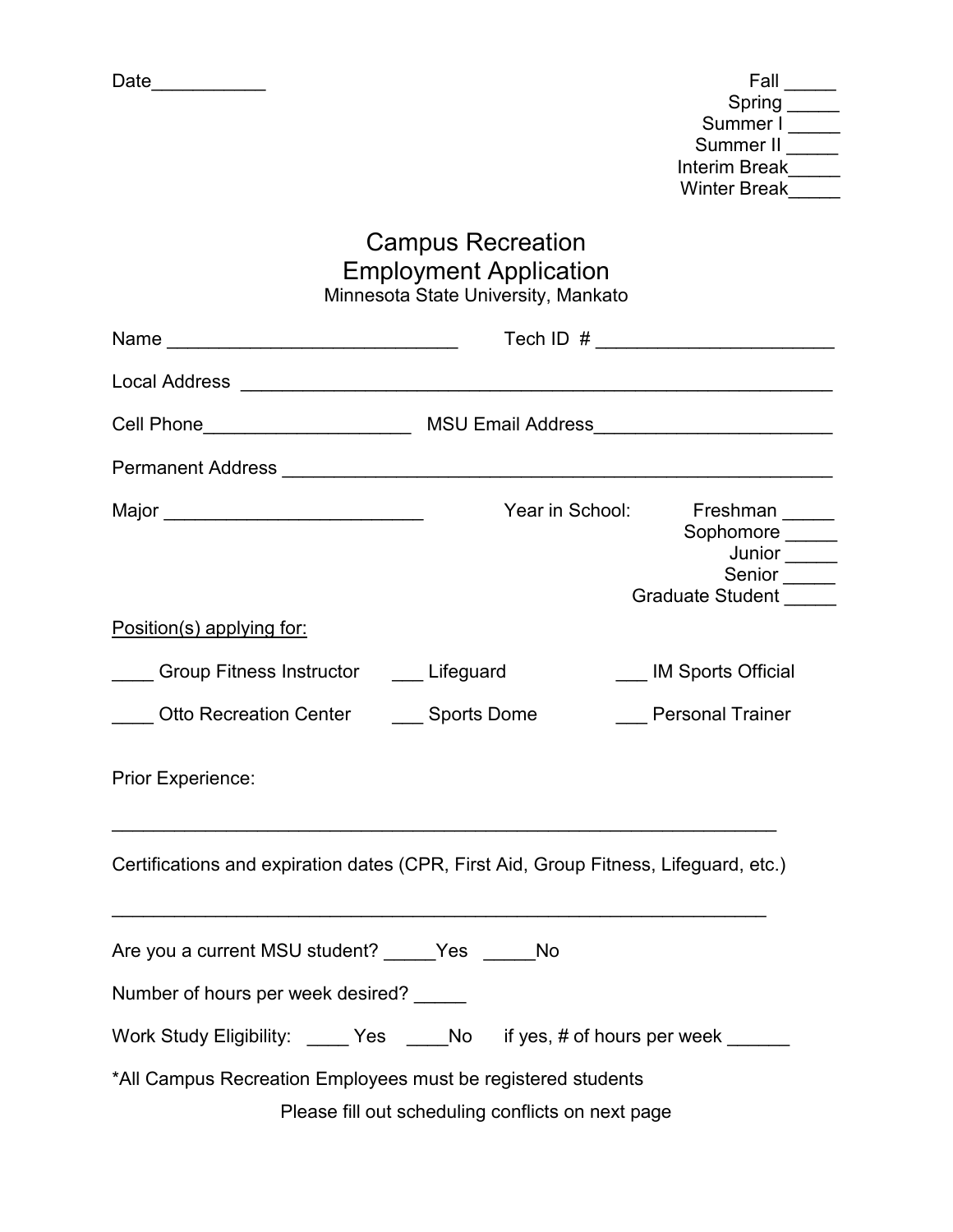Date___________

Fall _____
Spring _____
Summer I _____
Summer II _____
Interim Break_____
Winter Break_____

# Campus Recreation
# Employment Application

Minnesota State University, Mankato

Name ____________________________ Tech ID # _______________________

Local Address _________________________________________________________

Cell Phone____________________ MSU Email Address_______________________

Permanent Address _______________________________________________________

Major _________________________ Year in School:

Freshman _____
Sophomore _____
Junior _____
Senior _____
Graduate Student _____

Position(s) applying for:

____ Group Fitness Instructor ___ Lifeguard ___ IM Sports Official

____ Otto Recreation Center ___ Sports Dome ___ Personal Trainer

Prior Experience:

_______________________________________________________________

Certifications and expiration dates (CPR, First Aid, Group Fitness, Lifeguard, etc.)

_______________________________________________________________

Are you a current MSU student? _____Yes _____No

Number of hours per week desired? _____

Work Study Eligibility: ____ Yes ____No if yes, # of hours per week ______

*All Campus Recreation Employees must be registered students

Please fill out scheduling conflicts on next page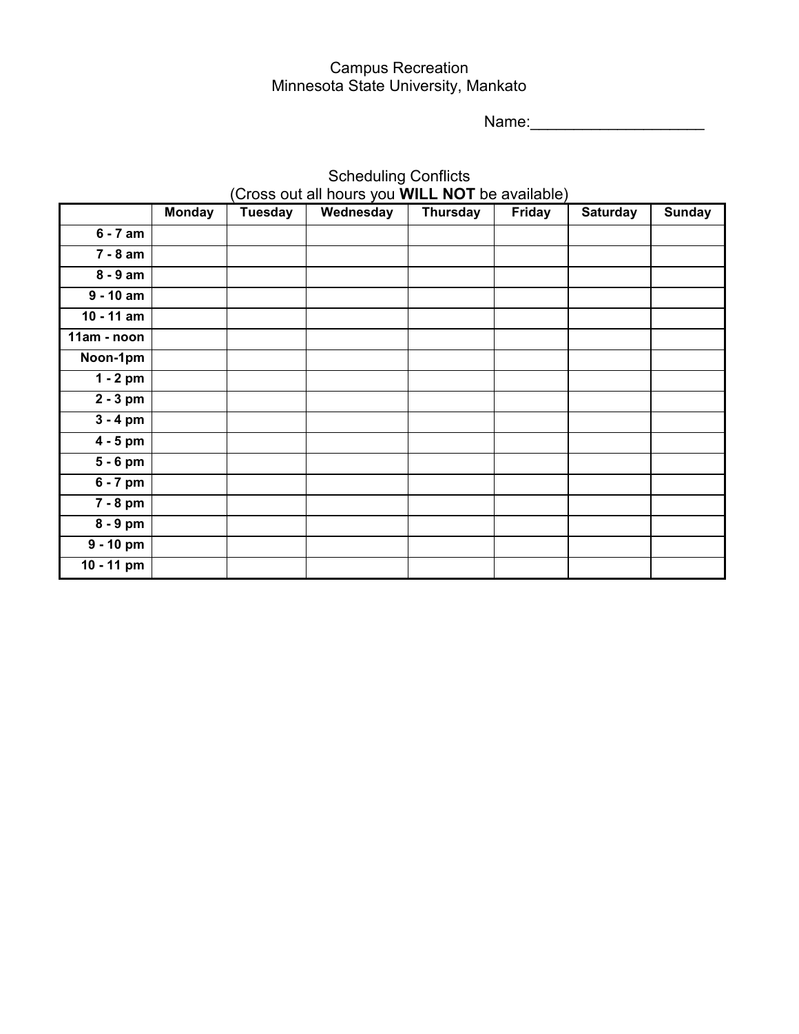Campus Recreation
Minnesota State University, Mankato

Name:____________________

Scheduling Conflicts
(Cross out all hours you **WILL NOT** be available)

| | **Monday** | **Tuesday** | **Wednesday** | **Thursday** | **Friday** | **Saturday** | **Sunday** |
|---|---|---|---|---|---|---|---|
| **6 - 7 am** | | | | | | | |
| **7 - 8 am** | | | | | | | |
| **8 - 9 am** | | | | | | | |
| **9 - 10 am** | | | | | | | |
| **10 - 11 am** | | | | | | | |
| **11am - noon** | | | | | | | |
| **Noon-1pm** | | | | | | | |
| **1 - 2 pm** | | | | | | | |
| **2 - 3 pm** | | | | | | | |
| **3 - 4 pm** | | | | | | | |
| **4 - 5 pm** | | | | | | | |
| **5 - 6 pm** | | | | | | | |
| **6 - 7 pm** | | | | | | | |
| **7 - 8 pm** | | | | | | | |
| **8 - 9 pm** | | | | | | | |
| **9 - 10 pm** | | | | | | | |
| **10 - 11 pm** | | | | | | | |